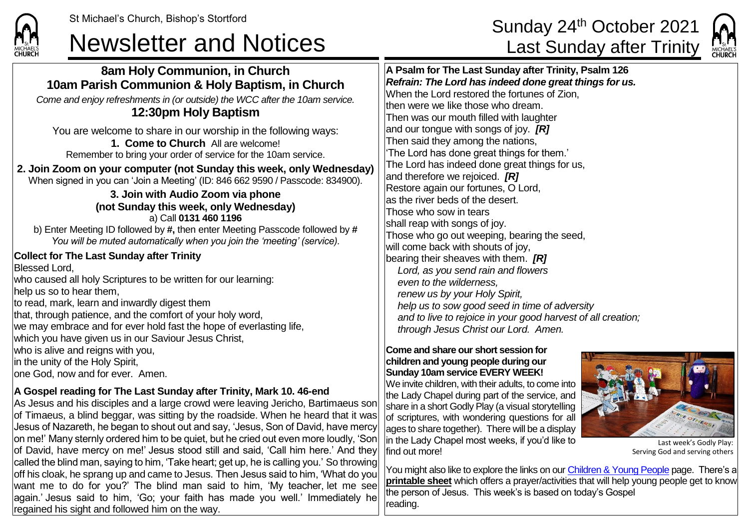St Michael's Church, Bishop's Stortford

# Newsletter and Notices

# Sunday 24th October 2021 Last Sunday after Trinity

## 8am Holy Communion, in Church
## 10am Parish Communion & Holy Baptism, in Church

*Come and enjoy refreshments in (or outside) the WCC after the 10am service.*

## 12:30pm Holy Baptism

You are welcome to share in our worship in the following ways:

**1. Come to Church** All are welcome!
Remember to bring your order of service for the 10am service.

**2. Join Zoom on your computer (not Sunday this week, only Wednesday)**
When signed in you can 'Join a Meeting' (ID: 846 662 9590 / Passcode: 834900).

**3. Join with Audio Zoom via phone (not Sunday this week, only Wednesday)**
a) Call **0131 460 1196**
b) Enter Meeting ID followed by **#**, then enter Meeting Passcode followed by **#**
*You will be muted automatically when you join the 'meeting' (service).*

### Collect for The Last Sunday after Trinity

Blessed Lord,
who caused all holy Scriptures to be written for our learning:
help us so to hear them,
to read, mark, learn and inwardly digest them
that, through patience, and the comfort of your holy word,
we may embrace and for ever hold fast the hope of everlasting life,
which you have given us in our Saviour Jesus Christ,
who is alive and reigns with you,
in the unity of the Holy Spirit,
one God, now and for ever. Amen.

### A Gospel reading for The Last Sunday after Trinity, Mark 10. 46-end

As Jesus and his disciples and a large crowd were leaving Jericho, Bartimaeus son of Timaeus, a blind beggar, was sitting by the roadside. When he heard that it was Jesus of Nazareth, he began to shout out and say, 'Jesus, Son of David, have mercy on me!' Many sternly ordered him to be quiet, but he cried out even more loudly, 'Son of David, have mercy on me!' Jesus stood still and said, 'Call him here.' And they called the blind man, saying to him, 'Take heart; get up, he is calling you.' So throwing off his cloak, he sprang up and came to Jesus. Then Jesus said to him, 'What do you want me to do for you?' The blind man said to him, 'My teacher, let me see again.' Jesus said to him, 'Go; your faith has made you well.' Immediately he regained his sight and followed him on the way.

### A Psalm for The Last Sunday after Trinity, Psalm 126

***Refrain: The Lord has indeed done great things for us.***

When the Lord restored the fortunes of Zion,
then were we like those who dream.
Then was our mouth filled with laughter
and our tongue with songs of joy. ***[R]***
Then said they among the nations,
'The Lord has done great things for them.'
The Lord has indeed done great things for us,
and therefore we rejoiced. ***[R]***
Restore again our fortunes, O Lord,
as the river beds of the desert.
Those who sow in tears
shall reap with songs of joy.
Those who go out weeping, bearing the seed,
will come back with shouts of joy,
bearing their sheaves with them. ***[R]***

*Lord, as you send rain and flowers*
*even to the wilderness,*
*renew us by your Holy Spirit,*
*help us to sow good seed in time of adversity*
*and to live to rejoice in your good harvest of all creation;*
*through Jesus Christ our Lord. Amen.*

### Come and share our short session for children and young people during our Sunday 10am service EVERY WEEK!

We invite children, with their adults, to come into the Lady Chapel during part of the service, and share in a short Godly Play (a visual storytelling of scriptures, with wondering questions for all ages to share together). There will be a display in the Lady Chapel most weeks, if you'd like to find out more!

Last week's Godly Play: Serving God and serving others

You might also like to explore the links on our Children & Young People page. There's a **printable sheet** which offers a prayer/activities that will help young people get to know the person of Jesus. This week's is based on today's Gospel reading.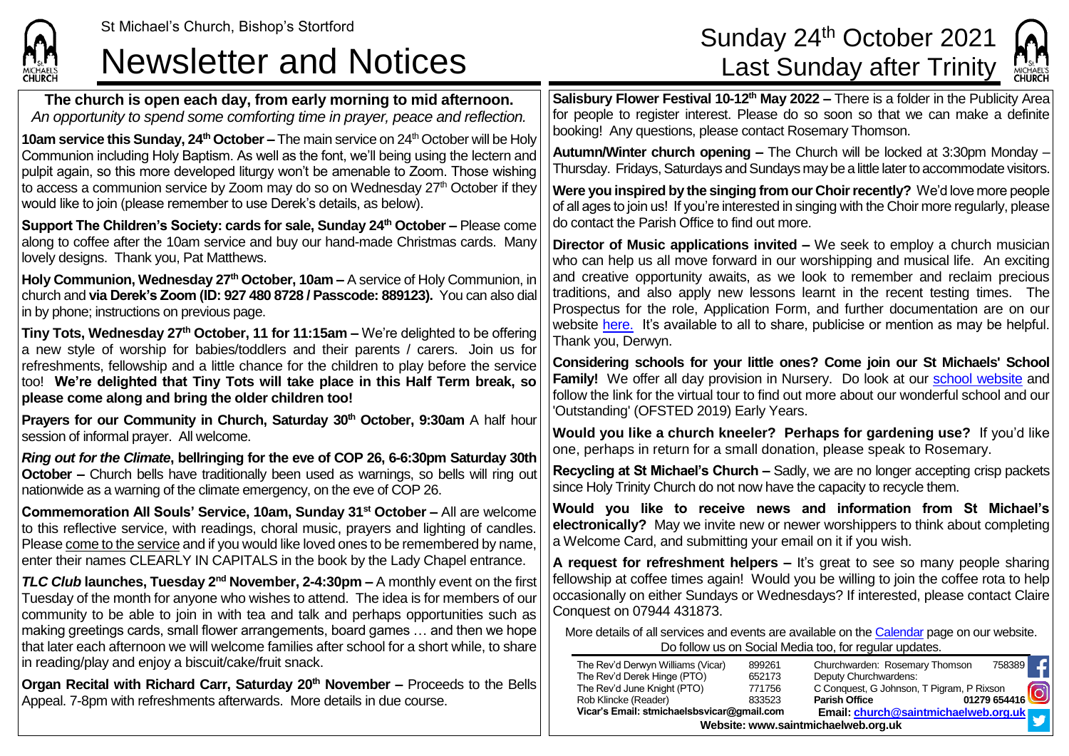St Michael's Church, Bishop's Stortford

# Newsletter and Notices

# Sunday 24th October 2021 Last Sunday after Trinity

**The church is open each day, from early morning to mid afternoon.**
*An opportunity to spend some comforting time in prayer, peace and reflection.*

**10am service this Sunday, 24th October –** The main service on 24th October will be Holy Communion including Holy Baptism. As well as the font, we'll being using the lectern and pulpit again, so this more developed liturgy won't be amenable to Zoom. Those wishing to access a communion service by Zoom may do so on Wednesday 27th October if they would like to join (please remember to use Derek's details, as below).

**Support The Children's Society: cards for sale, Sunday 24th October –** Please come along to coffee after the 10am service and buy our hand-made Christmas cards. Many lovely designs. Thank you, Pat Matthews.

**Holy Communion, Wednesday 27th October, 10am –** A service of Holy Communion, in church and **via Derek's Zoom (ID: 927 480 8728 / Passcode: 889123).** You can also dial in by phone; instructions on previous page.

**Tiny Tots, Wednesday 27th October, 11 for 11:15am –** We're delighted to be offering a new style of worship for babies/toddlers and their parents / carers. Join us for refreshments, fellowship and a little chance for the children to play before the service too! **We're delighted that Tiny Tots will take place in this Half Term break, so please come along and bring the older children too!**

**Prayers for our Community in Church, Saturday 30th October, 9:30am** A half hour session of informal prayer. All welcome.

***Ring out for the Climate*, bellringing for the eve of COP 26, 6-6:30pm Saturday 30th October –** Church bells have traditionally been used as warnings, so bells will ring out nationwide as a warning of the climate emergency, on the eve of COP 26.

**Commemoration All Souls' Service, 10am, Sunday 31st October –** All are welcome to this reflective service, with readings, choral music, prayers and lighting of candles. Please come to the service and if you would like loved ones to be remembered by name, enter their names CLEARLY IN CAPITALS in the book by the Lady Chapel entrance.

***TLC Club* launches, Tuesday 2nd November, 2-4:30pm –** A monthly event on the first Tuesday of the month for anyone who wishes to attend. The idea is for members of our community to be able to join in with tea and talk and perhaps opportunities such as making greetings cards, small flower arrangements, board games … and then we hope that later each afternoon we will welcome families after school for a short while, to share in reading/play and enjoy a biscuit/cake/fruit snack.

**Organ Recital with Richard Carr, Saturday 20th November –** Proceeds to the Bells Appeal. 7-8pm with refreshments afterwards. More details in due course.

**Salisbury Flower Festival 10-12th May 2022 –** There is a folder in the Publicity Area for people to register interest. Please do so soon so that we can make a definite booking! Any questions, please contact Rosemary Thomson.

**Autumn/Winter church opening –** The Church will be locked at 3:30pm Monday – Thursday. Fridays, Saturdays and Sundays may be a little later to accommodate visitors.

**Were you inspired by the singing from our Choir recently?** We'd love more people of all ages to join us! If you're interested in singing with the Choir more regularly, please do contact the Parish Office to find out more.

**Director of Music applications invited –** We seek to employ a church musician who can help us all move forward in our worshipping and musical life. An exciting and creative opportunity awaits, as we look to remember and reclaim precious traditions, and also apply new lessons learnt in the recent testing times. The Prospectus for the role, Application Form, and further documentation are on our website here. It's available to all to share, publicise or mention as may be helpful. Thank you, Derwyn.

**Considering schools for your little ones? Come join our St Michaels' School Family!** We offer all day provision in Nursery. Do look at our school website and follow the link for the virtual tour to find out more about our wonderful school and our 'Outstanding' (OFSTED 2019) Early Years.

**Would you like a church kneeler? Perhaps for gardening use?** If you'd like one, perhaps in return for a small donation, please speak to Rosemary.

**Recycling at St Michael's Church –** Sadly, we are no longer accepting crisp packets since Holy Trinity Church do not now have the capacity to recycle them.

**Would you like to receive news and information from St Michael's electronically?** May we invite new or newer worshippers to think about completing a Welcome Card, and submitting your email on it if you wish.

**A request for refreshment helpers –** It's great to see so many people sharing fellowship at coffee times again! Would you be willing to join the coffee rota to help occasionally on either Sundays or Wednesdays? If interested, please contact Claire Conquest on 07944 431873.

More details of all services and events are available on the Calendar page on our website. Do follow us on Social Media too, for regular updates.

| | | | |
|---|---|---|---|
| The Rev'd Derwyn Williams (Vicar) | 899261 | Churchwarden: Rosemary Thomson | 758389 |
| The Rev'd Derek Hinge (PTO) | 652173 | Deputy Churchwardens: | |
| The Rev'd June Knight (PTO) | 771756 | C Conquest, G Johnson, T Pigram, P Rixson | |
| Rob Klincke (Reader) | 833523 | **Parish Office** | **01279 654416** |
| **Vicar's Email: stmichaelsbsvicar@gmail.com** | | **Email: church@saintmichaelweb.org.uk** | |

**Website: www.saintmichaelweb.org.uk**